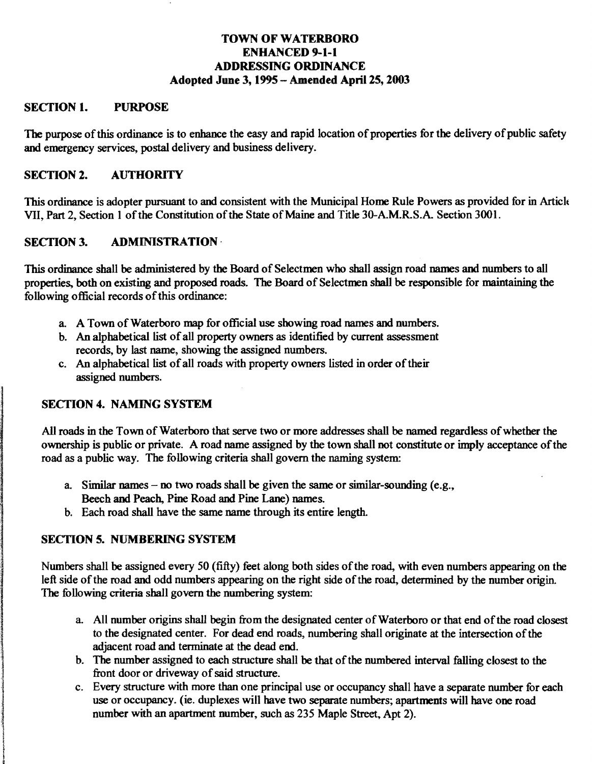# TOWN OF WATERBORO
# ENHANCED 9-1-1
# ADDRESSING ORDINANCE
## Adopted June 3, 1995 – Amended April 25, 2003

## SECTION 1. PURPOSE

The purpose of this ordinance is to enhance the easy and rapid location of properties for the delivery of public safety and emergency services, postal delivery and business delivery.

## SECTION 2. AUTHORITY

This ordinance is adopter pursuant to and consistent with the Municipal Home Rule Powers as provided for in Article VII, Part 2, Section 1 of the Constitution of the State of Maine and Title 30-A.M.R.S.A. Section 3001.

## SECTION 3. ADMINISTRATION

This ordinance shall be administered by the Board of Selectmen who shall assign road names and numbers to all properties, both on existing and proposed roads. The Board of Selectmen shall be responsible for maintaining the following official records of this ordinance:

a. A Town of Waterboro map for official use showing road names and numbers.
b. An alphabetical list of all property owners as identified by current assessment records, by last name, showing the assigned numbers.
c. An alphabetical list of all roads with property owners listed in order of their assigned numbers.

## SECTION 4. NAMING SYSTEM

All roads in the Town of Waterboro that serve two or more addresses shall be named regardless of whether the ownership is public or private. A road name assigned by the town shall not constitute or imply acceptance of the road as a public way. The following criteria shall govern the naming system:

a. Similar names – no two roads shall be given the same or similar-sounding (e.g., Beech and Peach, Pine Road and Pine Lane) names.
b. Each road shall have the same name through its entire length.

## SECTION 5. NUMBERING SYSTEM

Numbers shall be assigned every 50 (fifty) feet along both sides of the road, with even numbers appearing on the left side of the road and odd numbers appearing on the right side of the road, determined by the number origin. The following criteria shall govern the numbering system:

a. All number origins shall begin from the designated center of Waterboro or that end of the road closest to the designated center. For dead end roads, numbering shall originate at the intersection of the adjacent road and terminate at the dead end.
b. The number assigned to each structure shall be that of the numbered interval falling closest to the front door or driveway of said structure.
c. Every structure with more than one principal use or occupancy shall have a separate number for each use or occupancy. (ie. duplexes will have two separate numbers; apartments will have one road number with an apartment number, such as 235 Maple Street, Apt 2).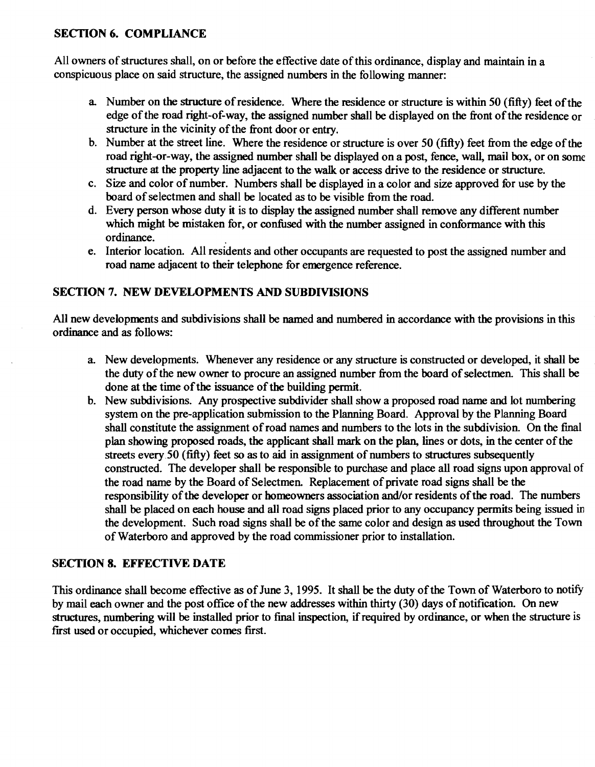## SECTION 6. COMPLIANCE

All owners of structures shall, on or before the effective date of this ordinance, display and maintain in a conspicuous place on said structure, the assigned numbers in the following manner:

a. Number on the structure of residence. Where the residence or structure is within 50 (fifty) feet of the edge of the road right-of-way, the assigned number shall be displayed on the front of the residence or structure in the vicinity of the front door or entry.
b. Number at the street line. Where the residence or structure is over 50 (fifty) feet from the edge of the road right-or-way, the assigned number shall be displayed on a post, fence, wall, mail box, or on some structure at the property line adjacent to the walk or access drive to the residence or structure.
c. Size and color of number. Numbers shall be displayed in a color and size approved for use by the board of selectmen and shall be located as to be visible from the road.
d. Every person whose duty it is to display the assigned number shall remove any different number which might be mistaken for, or confused with the number assigned in conformance with this ordinance.
e. Interior location. All residents and other occupants are requested to post the assigned number and road name adjacent to their telephone for emergence reference.

## SECTION 7. NEW DEVELOPMENTS AND SUBDIVISIONS

All new developments and subdivisions shall be named and numbered in accordance with the provisions in this ordinance and as follows:

a. New developments. Whenever any residence or any structure is constructed or developed, it shall be the duty of the new owner to procure an assigned number from the board of selectmen. This shall be done at the time of the issuance of the building permit.
b. New subdivisions. Any prospective subdivider shall show a proposed road name and lot numbering system on the pre-application submission to the Planning Board. Approval by the Planning Board shall constitute the assignment of road names and numbers to the lots in the subdivision. On the final plan showing proposed roads, the applicant shall mark on the plan, lines or dots, in the center of the streets every 50 (fifty) feet so as to aid in assignment of numbers to structures subsequently constructed. The developer shall be responsible to purchase and place all road signs upon approval of the road name by the Board of Selectmen. Replacement of private road signs shall be the responsibility of the developer or homeowners association and/or residents of the road. The numbers shall be placed on each house and all road signs placed prior to any occupancy permits being issued in the development. Such road signs shall be of the same color and design as used throughout the Town of Waterboro and approved by the road commissioner prior to installation.

## SECTION 8. EFFECTIVE DATE

This ordinance shall become effective as of June 3, 1995. It shall be the duty of the Town of Waterboro to notify by mail each owner and the post office of the new addresses within thirty (30) days of notification. On new structures, numbering will be installed prior to final inspection, if required by ordinance, or when the structure is first used or occupied, whichever comes first.